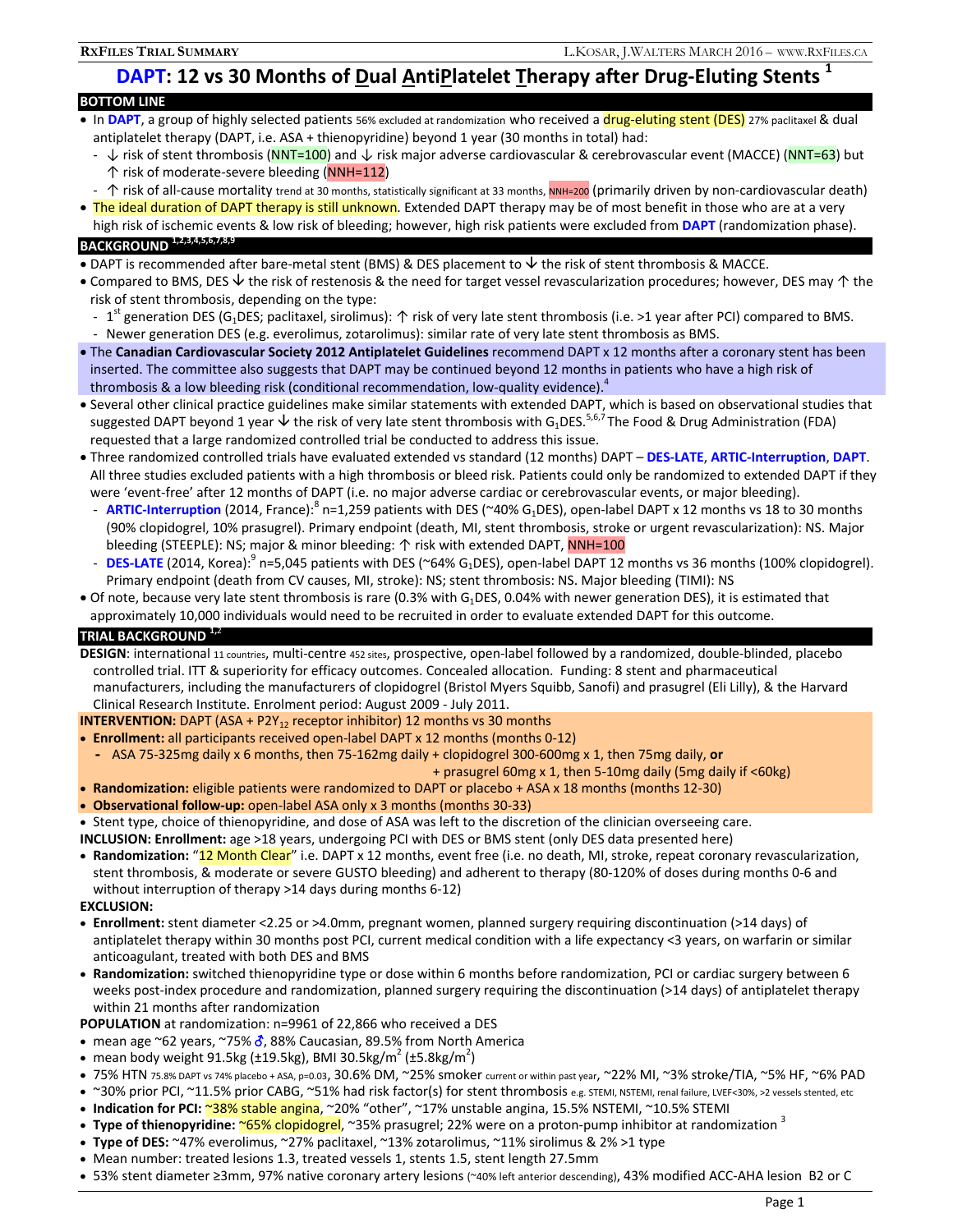# DAPT: 12 vs 30 Months of Dual AntiPlatelet Therapy after Drug-Eluting Stents [1]

## BOTTOM LINE

- In **DAPT**, a group of highly selected patients 56% excluded at randomization who received a drug-eluting stent (DES) 27% paclitaxel & dual antiplatelet therapy (DAPT, i.e. ASA + thienopyridine) beyond 1 year (30 months in total) had:
  - ↓ risk of stent thrombosis (NNT=100) and ↓ risk major adverse cardiovascular & cerebrovascular event (MACCE) (NNT=63) but ↑ risk of moderate-severe bleeding (NNH=112)
  - ↑ risk of all-cause mortality trend at 30 months, statistically significant at 33 months, NNH=200 (primarily driven by non-cardiovascular death)
- The ideal duration of DAPT therapy is still unknown. Extended DAPT therapy may be of most benefit in those who are at a very high risk of ischemic events & low risk of bleeding; however, high risk patients were excluded from **DAPT** (randomization phase).

## BACKGROUND [1,2,3,4,5,6,7,8,9]

- DAPT is recommended after bare-metal stent (BMS) & DES placement to ↓ the risk of stent thrombosis & MACCE.
- Compared to BMS, DES ↓ the risk of restenosis & the need for target vessel revascularization procedures; however, DES may ↑ the risk of stent thrombosis, depending on the type:
  - 1st generation DES ($G_1$DES; paclitaxel, sirolimus): ↑ risk of very late stent thrombosis (i.e. >1 year after PCI) compared to BMS.
  - Newer generation DES (e.g. everolimus, zotarolimus): similar rate of very late stent thrombosis as BMS.
- The **Canadian Cardiovascular Society 2012 Antiplatelet Guidelines** recommend DAPT x 12 months after a coronary stent has been inserted. The committee also suggests that DAPT may be continued beyond 12 months in patients who have a high risk of thrombosis & a low bleeding risk (conditional recommendation, low-quality evidence).[4]
- Several other clinical practice guidelines make similar statements with extended DAPT, which is based on observational studies that suggested DAPT beyond 1 year ↓ the risk of very late stent thrombosis with $G_1$DES.[5,6,7] The Food & Drug Administration (FDA) requested that a large randomized controlled trial be conducted to address this issue.
- Three randomized controlled trials have evaluated extended vs standard (12 months) DAPT – **DES-LATE**, **ARTIC-Interruption**, **DAPT**. All three studies excluded patients with a high thrombosis or bleed risk. Patients could only be randomized to extended DAPT if they were 'event-free' after 12 months of DAPT (i.e. no major adverse cardiac or cerebrovascular events, or major bleeding).
  - **ARTIC-Interruption** (2014, France):[8] n=1,259 patients with DES (~40% $G_1$DES), open-label DAPT x 12 months vs 18 to 30 months (90% clopidogrel, 10% prasugrel). Primary endpoint (death, MI, stent thrombosis, stroke or urgent revascularization): NS. Major bleeding (STEEPLE): NS; major & minor bleeding: ↑ risk with extended DAPT, NNH=100
  - **DES-LATE** (2014, Korea):[9] n=5,045 patients with DES (~64% $G_1$DES), open-label DAPT 12 months vs 36 months (100% clopidogrel). Primary endpoint (death from CV causes, MI, stroke): NS; stent thrombosis: NS. Major bleeding (TIMI): NS
- Of note, because very late stent thrombosis is rare (0.3% with $G_1$DES, 0.04% with newer generation DES), it is estimated that approximately 10,000 individuals would need to be recruited in order to evaluate extended DAPT for this outcome.

## TRIAL BACKGROUND [1,2]

**DESIGN**: international 11 countries, multi-centre 452 sites, prospective, open-label followed by a randomized, double-blinded, placebo controlled trial. ITT & superiority for efficacy outcomes. Concealed allocation. Funding: 8 stent and pharmaceutical manufacturers, including the manufacturers of clopidogrel (Bristol Myers Squibb, Sanofi) and prasugrel (Eli Lilly), & the Harvard Clinical Research Institute. Enrolment period: August 2009 - July 2011.

**INTERVENTION:** DAPT (ASA + $P2Y_{12}$ receptor inhibitor) 12 months vs 30 months

- **Enrollment:** all participants received open-label DAPT x 12 months (months 0-12)
  - ASA 75-325mg daily x 6 months, then 75-162mg daily + clopidogrel 300-600mg x 1, then 75mg daily, **or** + prasugrel 60mg x 1, then 5-10mg daily (5mg daily if <60kg)
- **Randomization:** eligible patients were randomized to DAPT or placebo + ASA x 18 months (months 12-30)
- **Observational follow-up:** open-label ASA only x 3 months (months 30-33)
- Stent type, choice of thienopyridine, and dose of ASA was left to the discretion of the clinician overseeing care.

**INCLUSION: Enrollment:** age >18 years, undergoing PCI with DES or BMS stent (only DES data presented here)

- **Randomization:** "12 Month Clear" i.e. DAPT x 12 months, event free (i.e. no death, MI, stroke, repeat coronary revascularization, stent thrombosis, & moderate or severe GUSTO bleeding) and adherent to therapy (80-120% of doses during months 0-6 and without interruption of therapy >14 days during months 6-12)

**EXCLUSION:**

- **Enrollment:** stent diameter <2.25 or >4.0mm, pregnant women, planned surgery requiring discontinuation (>14 days) of antiplatelet therapy within 30 months post PCI, current medical condition with a life expectancy <3 years, on warfarin or similar anticoagulant, treated with both DES and BMS
- **Randomization:** switched thienopyridine type or dose within 6 months before randomization, PCI or cardiac surgery between 6 weeks post-index procedure and randomization, planned surgery requiring the discontinuation (>14 days) of antiplatelet therapy within 21 months after randomization

**POPULATION** at randomization: n=9961 of 22,866 who received a DES

- mean age ~62 years, ~75% ♂, 88% Caucasian, 89.5% from North America
- mean body weight 91.5kg (±19.5kg), BMI 30.5kg/m$^2$ (±5.8kg/m$^2$)
- 75% HTN 75.8% DAPT vs 74% placebo + ASA, p=0.03, 30.6% DM, ~25% smoker current or within past year, ~22% MI, ~3% stroke/TIA, ~5% HF, ~6% PAD
- ~30% prior PCI, ~11.5% prior CABG, ~51% had risk factor(s) for stent thrombosis e.g. STEMI, NSTEMI, renal failure, LVEF<30%, >2 vessels stented, etc
- **Indication for PCI:** ~38% stable angina, ~20% "other", ~17% unstable angina, 15.5% NSTEMI, ~10.5% STEMI
- **Type of thienopyridine:** ~65% clopidogrel, ~35% prasugrel; 22% were on a proton-pump inhibitor at randomization [3]
- **Type of DES:** ~47% everolimus, ~27% paclitaxel, ~13% zotarolimus, ~11% sirolimus & 2% >1 type
- Mean number: treated lesions 1.3, treated vessels 1, stents 1.5, stent length 27.5mm
- 53% stent diameter ≥3mm, 97% native coronary artery lesions (~40% left anterior descending), 43% modified ACC-AHA lesion B2 or C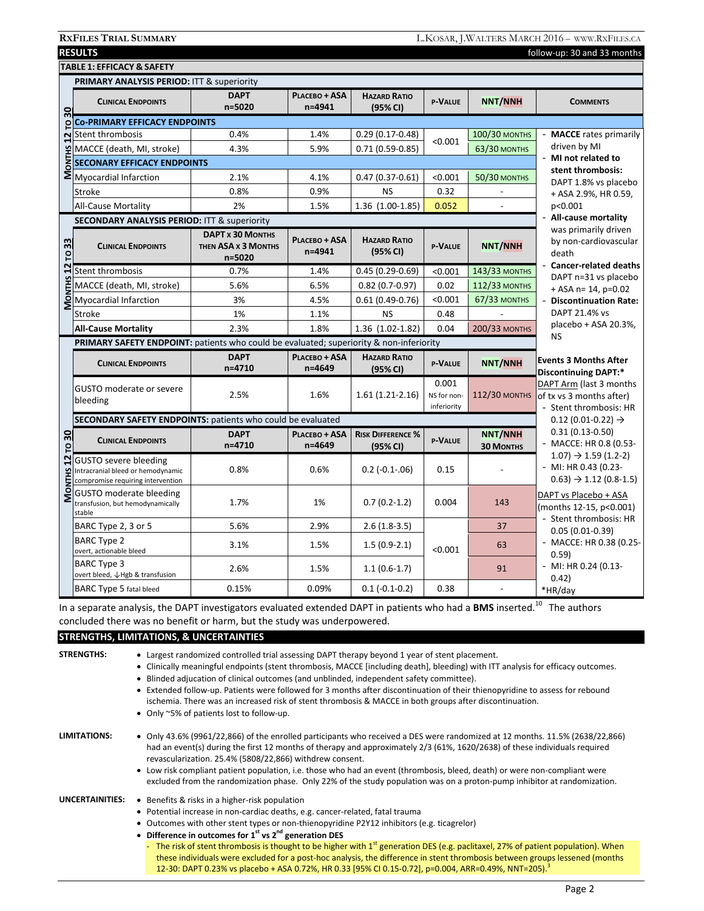## RESULTS

follow-up: 30 and 33 months

### TABLE 1: EFFICACY & SAFETY

**PRIMARY ANALYSIS PERIOD:** ITT & superiority (Months 12 to 30)

| Clinical Endpoints | DAPT n=5020 | Placebo + ASA n=4941 | Hazard Ratio (95% CI) | p-Value | NNT/NNH |
|---|---|---|---|---|---|
| **Co-PRIMARY EFFICACY ENDPOINTS** | | | | | |
| Stent thrombosis | 0.4% | 1.4% | 0.29 (0.17-0.48) | <0.001 | 100/30 months |
| MACCE (death, MI, stroke) | 4.3% | 5.9% | 0.71 (0.59-0.85) | <0.001 | 63/30 months |
| **SECONARY EFFICACY ENDPOINTS** | | | | | |
| Myocardial Infarction | 2.1% | 4.1% | 0.47 (0.37-0.61) | <0.001 | 50/30 months |
| Stroke | 0.8% | 0.9% | NS | 0.32 | - |
| All-Cause Mortality | 2% | 1.5% | 1.36 (1.00-1.85) | 0.052 | - |

**SECONDARY ANALYSIS PERIOD:** ITT & superiority (Months 12 to 33)

| Clinical Endpoints | DAPT x 30 Months then ASA x 3 Months n=5020 | Placebo + ASA n=4941 | Hazard Ratio (95% CI) | p-Value | NNT/NNH |
|---|---|---|---|---|---|
| Stent thrombosis | 0.7% | 1.4% | 0.45 (0.29-0.69) | <0.001 | 143/33 months |
| MACCE (death, MI, stroke) | 5.6% | 6.5% | 0.82 (0.7-0.97) | 0.02 | 112/33 months |
| Myocardial Infarction | 3% | 4.5% | 0.61 (0.49-0.76) | <0.001 | 67/33 months |
| Stroke | 1% | 1.1% | NS | 0.48 | - |
| **All-Cause Mortality** | 2.3% | 1.8% | 1.36 (1.02-1.82) | 0.04 | 200/33 months |

**PRIMARY SAFETY ENDPOINT:** patients who could be evaluated; superiority & non-inferiority (Months 12 to 30)

| Clinical Endpoints | DAPT n=4710 | Placebo + ASA n=4649 | Hazard Ratio (95% CI) | p-Value | NNT/NNH |
|---|---|---|---|---|---|
| GUSTO moderate or severe bleeding | 2.5% | 1.6% | 1.61 (1.21-2.16) | 0.001 NS for non-inferiority | 112/30 months |

**SECONDARY SAFETY ENDPOINTS:** patients who could be evaluated (Months 12 to 30)

| Clinical Endpoints | DAPT n=4710 | Placebo + ASA n=4649 | Risk Difference % (95% CI) | p-Value | NNT/NNH 30 Months |
|---|---|---|---|---|---|
| GUSTO severe bleeding (Intracranial bleed or hemodynamic compromise requiring intervention) | 0.8% | 0.6% | 0.2 (-0.1-.06) | 0.15 | - |
| GUSTO moderate bleeding (transfusion, but hemodynamically stable) | 1.7% | 1% | 0.7 (0.2-1.2) | 0.004 | 143 |
| BARC Type 2, 3 or 5 | 5.6% | 2.9% | 2.6 (1.8-3.5) | <0.001 | 37 |
| BARC Type 2 (overt, actionable bleed) | 3.1% | 1.5% | 1.5 (0.9-2.1) | <0.001 | 63 |
| BARC Type 3 (overt bleed, ↓Hgb & transfusion) | 2.6% | 1.5% | 1.1 (0.6-1.7) | <0.001 | 91 |
| BARC Type 5 fatal bleed | 0.15% | 0.09% | 0.1 (-0.1-0.2) | 0.38 | - |

**Comments**

- **MACCE** rates primarily driven by MI
- **MI not related to stent thrombosis:** DAPT 1.8% vs placebo + ASA 2.9%, HR 0.59, p<0.001
- **All-cause mortality** was primarily driven by non-cardiovascular death
- **Cancer-related deaths** DAPT n=31 vs placebo + ASA n= 14, p=0.02
- **Discontinuation Rate:** DAPT 21.4% vs placebo + ASA 20.3%, NS

**Events 3 Months After Discontinuing DAPT:***

DAPT Arm (last 3 months of tx vs 3 months after)
- Stent thrombosis: HR 0.12 (0.01-0.22) → 0.31 (0.13-0.50)
- MACCE: HR 0.8 (0.53-1.07) → 1.59 (1.2-2)
- MI: HR 0.43 (0.23-0.63) → 1.12 (0.8-1.5)

DAPT vs Placebo + ASA (months 12-15, p<0.001)
- Stent thrombosis: HR 0.05 (0.01-0.39)
- MACCE: HR 0.38 (0.25-0.59)
- MI: HR 0.24 (0.13-0.42)

*HR/day

In a separate analysis, the DAPT investigators evaluated extended DAPT in patients who had a **BMS** inserted.[10] The authors concluded there was no benefit or harm, but the study was underpowered.

## STRENGTHS, LIMITATIONS, & UNCERTAINTIES

**STRENGTHS:**

- Largest randomized controlled trial assessing DAPT therapy beyond 1 year of stent placement.
- Clinically meaningful endpoints (stent thrombosis, MACCE [including death], bleeding) with ITT analysis for efficacy outcomes.
- Blinded adjucation of clinical outcomes (and unblinded, independent safety committee).
- Extended follow-up. Patients were followed for 3 months after discontinuation of their thienopyridine to assess for rebound ischemia. There was an increased risk of stent thrombosis & MACCE in both groups after discontinuation.
- Only ~5% of patients lost to follow-up.

**LIMITATIONS:**

- Only 43.6% (9961/22,866) of the enrolled participants who received a DES were randomized at 12 months. 11.5% (2638/22,866) had an event(s) during the first 12 months of therapy and approximately 2/3 (61%, 1620/2638) of these individuals required revascularization. 25.4% (5808/22,866) withdrew consent.
- Low risk compliant patient population, i.e. those who had an event (thrombosis, bleed, death) or were non-compliant were excluded from the randomization phase. Only 22% of the study population was on a proton-pump inhibitor at randomization.

**UNCERTAINITIES:**

- Benefits & risks in a higher-risk population
- Potential increase in non-cardiac deaths, e.g. cancer-related, fatal trauma
- Outcomes with other stent types or non-thienopyridine P2Y12 inhibitors (e.g. ticagrelor)
- **Difference in outcomes for 1st vs 2nd generation DES**
  - The risk of stent thrombosis is thought to be higher with 1st generation DES (e.g. paclitaxel, 27% of patient population). When these individuals were excluded for a post-hoc analysis, the difference in stent thrombosis between groups lessened (months 12-30: DAPT 0.23% vs placebo + ASA 0.72%, HR 0.33 [95% CI 0.15-0.72], p=0.004, ARR=0.49%, NNT=205).[3]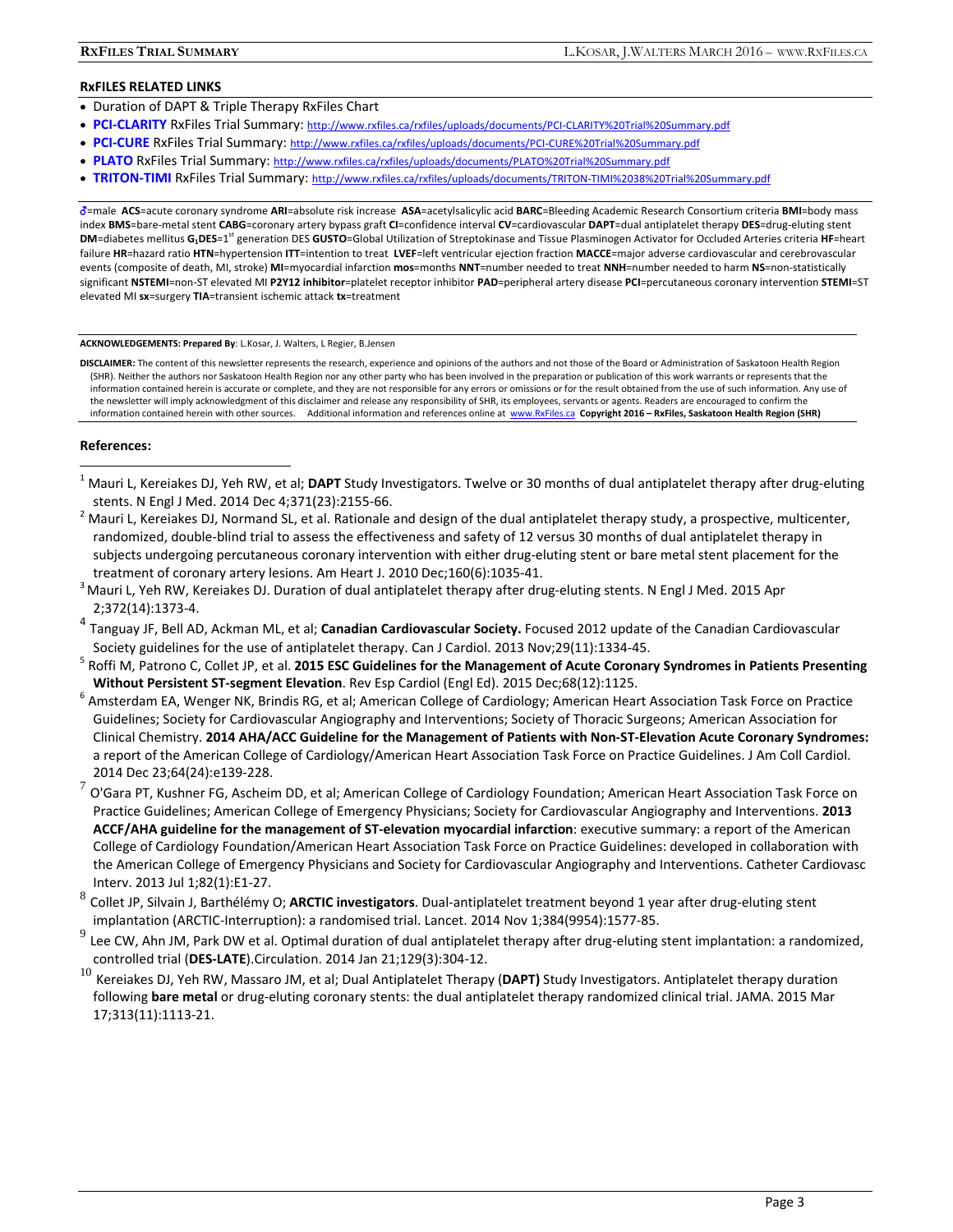## RxFILES RELATED LINKS

- Duration of DAPT & Triple Therapy RxFiles Chart
- **PCI-CLARITY** RxFiles Trial Summary: http://www.rxfiles.ca/rxfiles/uploads/documents/PCI-CLARITY%20Trial%20Summary.pdf
- **PCI-CURE** RxFiles Trial Summary: http://www.rxfiles.ca/rxfiles/uploads/documents/PCI-CURE%20Trial%20Summary.pdf
- **PLATO** RxFiles Trial Summary: http://www.rxfiles.ca/rxfiles/uploads/documents/PLATO%20Trial%20Summary.pdf
- **TRITON-TIMI** RxFiles Trial Summary: http://www.rxfiles.ca/rxfiles/uploads/documents/TRITON-TIMI%2038%20Trial%20Summary.pdf

♂=male **ACS**=acute coronary syndrome **ARI**=absolute risk increase **ASA**=acetylsalicylic acid **BARC**=Bleeding Academic Research Consortium criteria **BMI**=body mass index **BMS**=bare-metal stent **CABG**=coronary artery bypass graft **CI**=confidence interval **CV**=cardiovascular **DAPT**=dual antiplatelet therapy **DES**=drug-eluting stent **DM**=diabetes mellitus **$G_1$DES**=1st generation DES **GUSTO**=Global Utilization of Streptokinase and Tissue Plasminogen Activator for Occluded Arteries criteria **HF**=heart failure **HR**=hazard ratio **HTN**=hypertension **ITT**=intention to treat **LVEF**=left ventricular ejection fraction **MACCE**=major adverse cardiovascular and cerebrovascular events (composite of death, MI, stroke) **MI**=myocardial infarction **mos**=months **NNT**=number needed to treat **NNH**=number needed to harm **NS**=non-statistically significant **NSTEMI**=non-ST elevated MI **P2Y12 inhibitor**=platelet receptor inhibitor **PAD**=peripheral artery disease **PCI**=percutaneous coronary intervention **STEMI**=ST elevated MI **sx**=surgery **TIA**=transient ischemic attack **tx**=treatment

**ACKNOWLEDGEMENTS: Prepared By**: L.Kosar, J. Walters, L Regier, B.Jensen

**DISCLAIMER:** The content of this newsletter represents the research, experience and opinions of the authors and not those of the Board or Administration of Saskatoon Health Region (SHR). Neither the authors nor Saskatoon Health Region nor any other party who has been involved in the preparation or publication of this work warrants or represents that the information contained herein is accurate or complete, and they are not responsible for any errors or omissions or for the result obtained from the use of such information. Any use of the newsletter will imply acknowledgment of this disclaimer and release any responsibility of SHR, its employees, servants or agents. Readers are encouraged to confirm the information contained herein with other sources. Additional information and references online at www.RxFiles.ca **Copyright 2016 – RxFiles, Saskatoon Health Region (SHR)**

**References:**

[1] Mauri L, Kereiakes DJ, Yeh RW, et al; **DAPT** Study Investigators. Twelve or 30 months of dual antiplatelet therapy after drug-eluting stents. N Engl J Med. 2014 Dec 4;371(23):2155-66.

[2] Mauri L, Kereiakes DJ, Normand SL, et al. Rationale and design of the dual antiplatelet therapy study, a prospective, multicenter, randomized, double-blind trial to assess the effectiveness and safety of 12 versus 30 months of dual antiplatelet therapy in subjects undergoing percutaneous coronary intervention with either drug-eluting stent or bare metal stent placement for the treatment of coronary artery lesions. Am Heart J. 2010 Dec;160(6):1035-41.

[3] Mauri L, Yeh RW, Kereiakes DJ. Duration of dual antiplatelet therapy after drug-eluting stents. N Engl J Med. 2015 Apr 2;372(14):1373-4.

[4] Tanguay JF, Bell AD, Ackman ML, et al; **Canadian Cardiovascular Society.** Focused 2012 update of the Canadian Cardiovascular Society guidelines for the use of antiplatelet therapy. Can J Cardiol. 2013 Nov;29(11):1334-45.

[5] Roffi M, Patrono C, Collet JP, et al. **2015 ESC Guidelines for the Management of Acute Coronary Syndromes in Patients Presenting Without Persistent ST-segment Elevation**. Rev Esp Cardiol (Engl Ed). 2015 Dec;68(12):1125.

[6] Amsterdam EA, Wenger NK, Brindis RG, et al; American College of Cardiology; American Heart Association Task Force on Practice Guidelines; Society for Cardiovascular Angiography and Interventions; Society of Thoracic Surgeons; American Association for Clinical Chemistry. **2014 AHA/ACC Guideline for the Management of Patients with Non-ST-Elevation Acute Coronary Syndromes:** a report of the American College of Cardiology/American Heart Association Task Force on Practice Guidelines. J Am Coll Cardiol. 2014 Dec 23;64(24):e139-228.

[7] O'Gara PT, Kushner FG, Ascheim DD, et al; American College of Cardiology Foundation; American Heart Association Task Force on Practice Guidelines; American College of Emergency Physicians; Society for Cardiovascular Angiography and Interventions. **2013 ACCF/AHA guideline for the management of ST-elevation myocardial infarction**: executive summary: a report of the American College of Cardiology Foundation/American Heart Association Task Force on Practice Guidelines: developed in collaboration with the American College of Emergency Physicians and Society for Cardiovascular Angiography and Interventions. Catheter Cardiovasc Interv. 2013 Jul 1;82(1):E1-27.

[8] Collet JP, Silvain J, Barthélémy O; **ARCTIC investigators**. Dual-antiplatelet treatment beyond 1 year after drug-eluting stent implantation (ARCTIC-Interruption): a randomised trial. Lancet. 2014 Nov 1;384(9954):1577-85.

[9] Lee CW, Ahn JM, Park DW et al. Optimal duration of dual antiplatelet therapy after drug-eluting stent implantation: a randomized, controlled trial (**DES-LATE**).Circulation. 2014 Jan 21;129(3):304-12.

[10] Kereiakes DJ, Yeh RW, Massaro JM, et al; Dual Antiplatelet Therapy (**DAPT)** Study Investigators. Antiplatelet therapy duration following **bare metal** or drug-eluting coronary stents: the dual antiplatelet therapy randomized clinical trial. JAMA. 2015 Mar 17;313(11):1113-21.